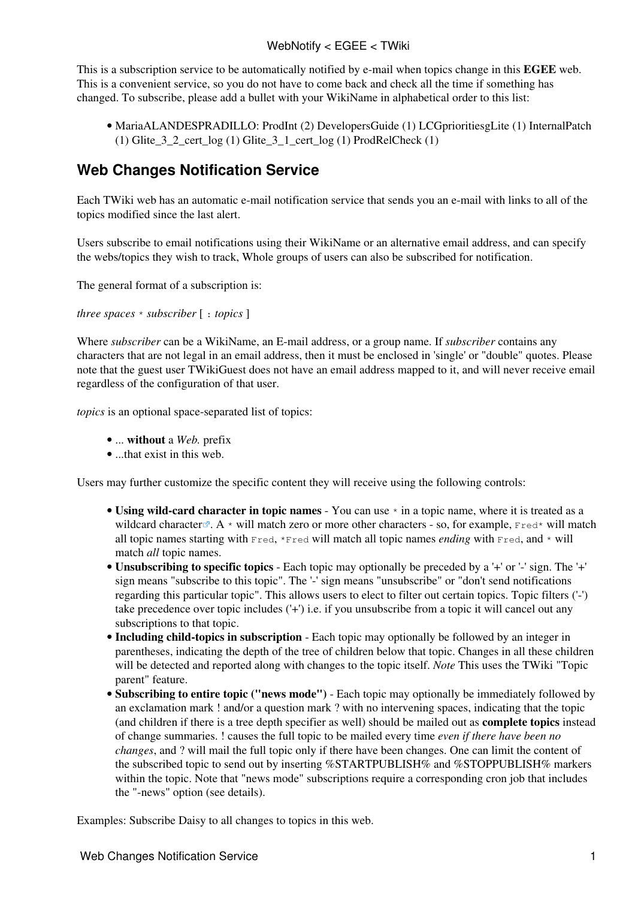This is a subscription service to be automatically notified by e-mail when topics change in this **EGEE** web. This is a convenient service, so you do not have to come back and check all the time if something has changed. To subscribe, please add a bullet with your WikiName in alphabetical order to this list:

- MariaALANDESPRADILLO: ProdInt (2) DevelopersGuide (1) LCGprioritiesgLite (1) InternalPatch (1) Glite_3_2_cert_log (1) Glite_3_1_cert_log (1) ProdRelCheck (1)

## Web Changes Notification Service

Each TWiki web has an automatic e-mail notification service that sends you an e-mail with links to all of the topics modified since the last alert.

Users subscribe to email notifications using their WikiName or an alternative email address, and can specify the webs/topics they wish to track, Whole groups of users can also be subscribed for notification.

The general format of a subscription is:

*three spaces* `*` *subscriber* [ `:` *topics* ]

Where *subscriber* can be a WikiName, an E-mail address, or a group name. If *subscriber* contains any characters that are not legal in an email address, then it must be enclosed in 'single' or "double" quotes. Please note that the guest user TWikiGuest does not have an email address mapped to it, and will never receive email regardless of the configuration of that user.

*topics* is an optional space-separated list of topics:

- ... **without** a *Web.* prefix
- ...that exist in this web.

Users may further customize the specific content they will receive using the following controls:

- **Using wild-card character in topic names** - You can use `*` in a topic name, where it is treated as a wildcard character. A `*` will match zero or more other characters - so, for example, `Fred*` will match all topic names starting with `Fred`, `*Fred` will match all topic names *ending* with `Fred`, and `*` will match *all* topic names.
- **Unsubscribing to specific topics** - Each topic may optionally be preceded by a '+' or '-' sign. The '+' sign means "subscribe to this topic". The '-' sign means "unsubscribe" or "don't send notifications regarding this particular topic". This allows users to elect to filter out certain topics. Topic filters ('-') take precedence over topic includes ('+') i.e. if you unsubscribe from a topic it will cancel out any subscriptions to that topic.
- **Including child-topics in subscription** - Each topic may optionally be followed by an integer in parentheses, indicating the depth of the tree of children below that topic. Changes in all these children will be detected and reported along with changes to the topic itself. *Note* This uses the TWiki "Topic parent" feature.
- **Subscribing to entire topic ("news mode")** - Each topic may optionally be immediately followed by an exclamation mark ! and/or a question mark ? with no intervening spaces, indicating that the topic (and children if there is a tree depth specifier as well) should be mailed out as **complete topics** instead of change summaries. ! causes the full topic to be mailed every time *even if there have been no changes*, and ? will mail the full topic only if there have been changes. One can limit the content of the subscribed topic to send out by inserting %STARTPUBLISH% and %STOPPUBLISH% markers within the topic. Note that "news mode" subscriptions require a corresponding cron job that includes the "-news" option (see details).

Examples: Subscribe Daisy to all changes to topics in this web.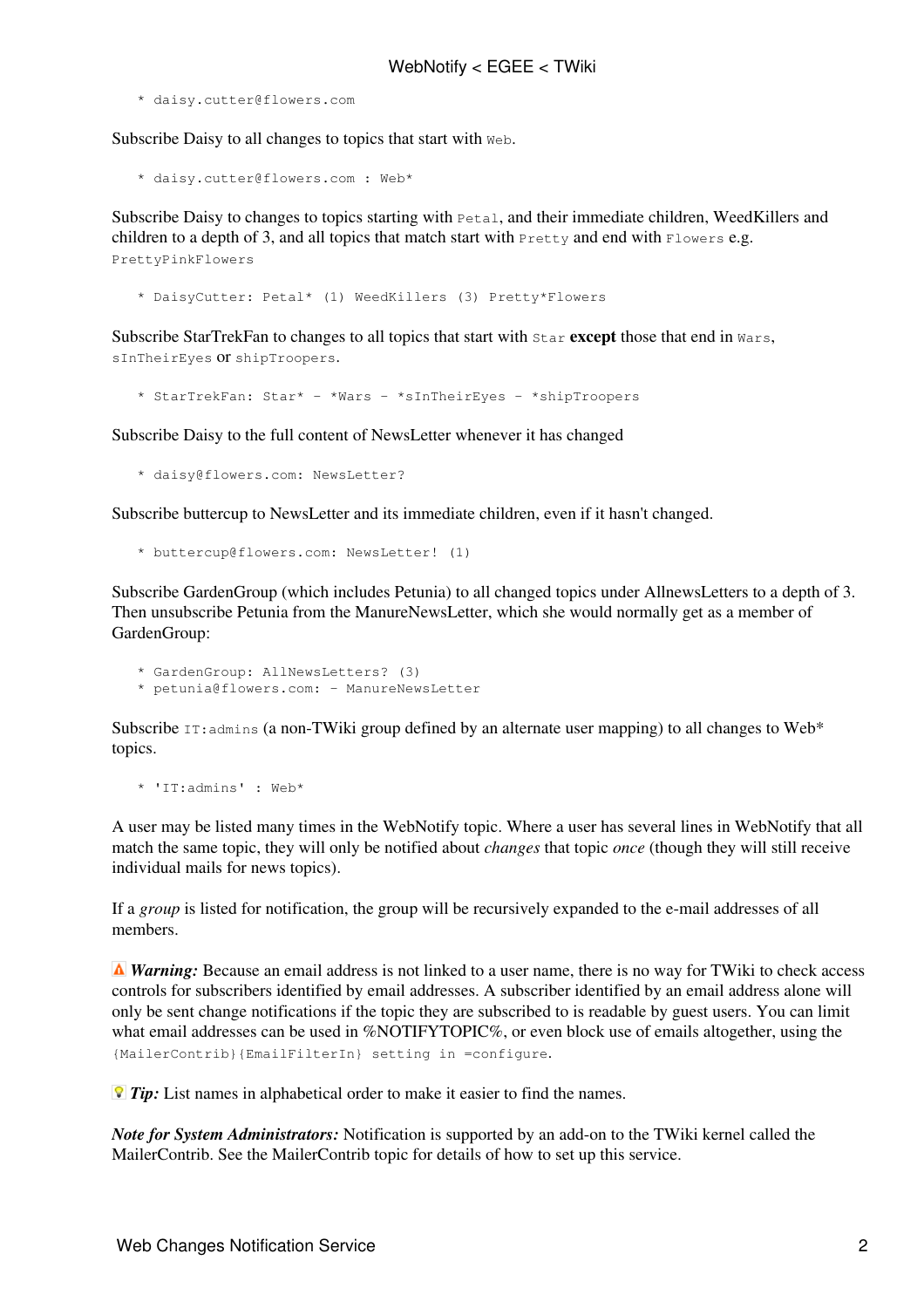```
   * daisy.cutter@flowers.com
```

Subscribe Daisy to all changes to topics that start with `Web`.

```
   * daisy.cutter@flowers.com : Web*
```

Subscribe Daisy to changes to topics starting with `Petal`, and their immediate children, WeedKillers and children to a depth of 3, and all topics that match start with `Pretty` and end with `Flowers` e.g. `PrettyPinkFlowers`

```
   * DaisyCutter: Petal* (1) WeedKillers (3) Pretty*Flowers
```

Subscribe StarTrekFan to changes to all topics that start with `Star` **except** those that end in `Wars`, `sInTheirEyes` or `shipTroopers`.

```
   * StarTrekFan: Star* - *Wars - *sInTheirEyes - *shipTroopers
```

Subscribe Daisy to the full content of NewsLetter whenever it has changed

```
   * daisy@flowers.com: NewsLetter?
```

Subscribe buttercup to NewsLetter and its immediate children, even if it hasn't changed.

```
   * buttercup@flowers.com: NewsLetter! (1)
```

Subscribe GardenGroup (which includes Petunia) to all changed topics under AllnewsLetters to a depth of 3. Then unsubscribe Petunia from the ManureNewsLetter, which she would normally get as a member of GardenGroup:

```
   * GardenGroup: AllNewsLetters? (3)
   * petunia@flowers.com: - ManureNewsLetter
```

Subscribe `IT:admins` (a non-TWiki group defined by an alternate user mapping) to all changes to Web* topics.

```
   * 'IT:admins' : Web*
```

A user may be listed many times in the WebNotify topic. Where a user has several lines in WebNotify that all match the same topic, they will only be notified about *changes* that topic *once* (though they will still receive individual mails for news topics).

If a *group* is listed for notification, the group will be recursively expanded to the e-mail addresses of all members.

***Warning:*** Because an email address is not linked to a user name, there is no way for TWiki to check access controls for subscribers identified by email addresses. A subscriber identified by an email address alone will only be sent change notifications if the topic they are subscribed to is readable by guest users. You can limit what email addresses can be used in %NOTIFYTOPIC%, or even block use of emails altogether, using the `{MailerContrib}{EmailFilterIn} setting in =configure`.

***Tip:*** List names in alphabetical order to make it easier to find the names.

***Note for System Administrators:*** Notification is supported by an add-on to the TWiki kernel called the MailerContrib. See the MailerContrib topic for details of how to set up this service.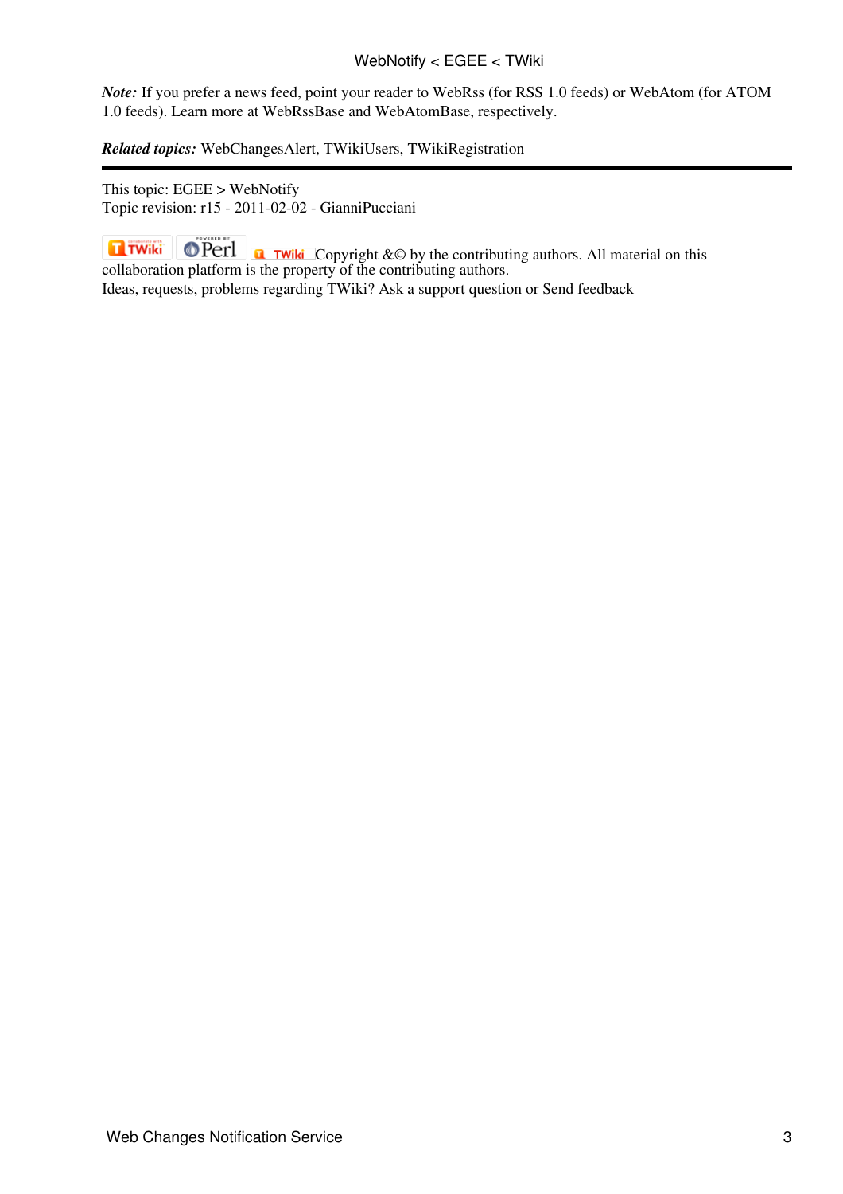***Note:*** If you prefer a news feed, point your reader to WebRss (for RSS 1.0 feeds) or WebAtom (for ATOM 1.0 feeds). Learn more at WebRssBase and WebAtomBase, respectively.

***Related topics:*** WebChangesAlert, TWikiUsers, TWikiRegistration

---

This topic: EGEE > WebNotify
Topic revision: r15 - 2011-02-02 - GianniPucciani

Copyright &© by the contributing authors. All material on this collaboration platform is the property of the contributing authors.
Ideas, requests, problems regarding TWiki? Ask a support question or Send feedback